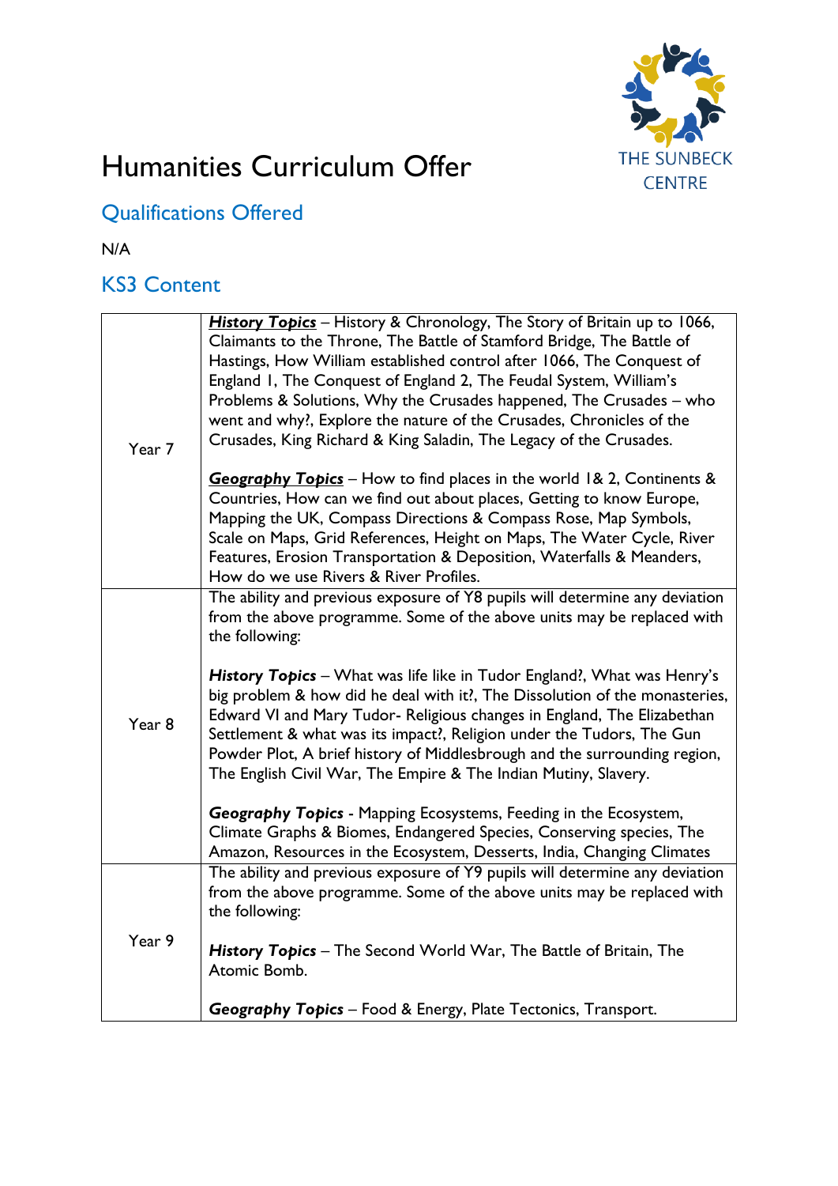# Humanities Curriculum Offer

THE SUNBECK CENTRE

## Qualifications Offered

N/A

## KS3 Content

| | |
|---|---|
| Year 7 | ***History Topics*** – History & Chronology, The Story of Britain up to 1066, Claimants to the Throne, The Battle of Stamford Bridge, The Battle of Hastings, How William established control after 1066, The Conquest of England 1, The Conquest of England 2, The Feudal System, William's Problems & Solutions, Why the Crusades happened, The Crusades – who went and why?, Explore the nature of the Crusades, Chronicles of the Crusades, King Richard & King Saladin, The Legacy of the Crusades.<br><br>***Geography Topics*** – How to find places in the world 1& 2, Continents & Countries, How can we find out about places, Getting to know Europe, Mapping the UK, Compass Directions & Compass Rose, Map Symbols, Scale on Maps, Grid References, Height on Maps, The Water Cycle, River Features, Erosion Transportation & Deposition, Waterfalls & Meanders, How do we use Rivers & River Profiles. |
| Year 8 | The ability and previous exposure of Y8 pupils will determine any deviation from the above programme. Some of the above units may be replaced with the following:<br><br>***History Topics*** – What was life like in Tudor England?, What was Henry's big problem & how did he deal with it?, The Dissolution of the monasteries, Edward VI and Mary Tudor- Religious changes in England, The Elizabethan Settlement & what was its impact?, Religion under the Tudors, The Gun Powder Plot, A brief history of Middlesbrough and the surrounding region, The English Civil War, The Empire & The Indian Mutiny, Slavery.<br><br>***Geography Topics*** - Mapping Ecosystems, Feeding in the Ecosystem, Climate Graphs & Biomes, Endangered Species, Conserving species, The Amazon, Resources in the Ecosystem, Desserts, India, Changing Climates |
| Year 9 | The ability and previous exposure of Y9 pupils will determine any deviation from the above programme. Some of the above units may be replaced with the following:<br><br>***History Topics*** – The Second World War, The Battle of Britain, The Atomic Bomb.<br><br>***Geography Topics*** – Food & Energy, Plate Tectonics, Transport. |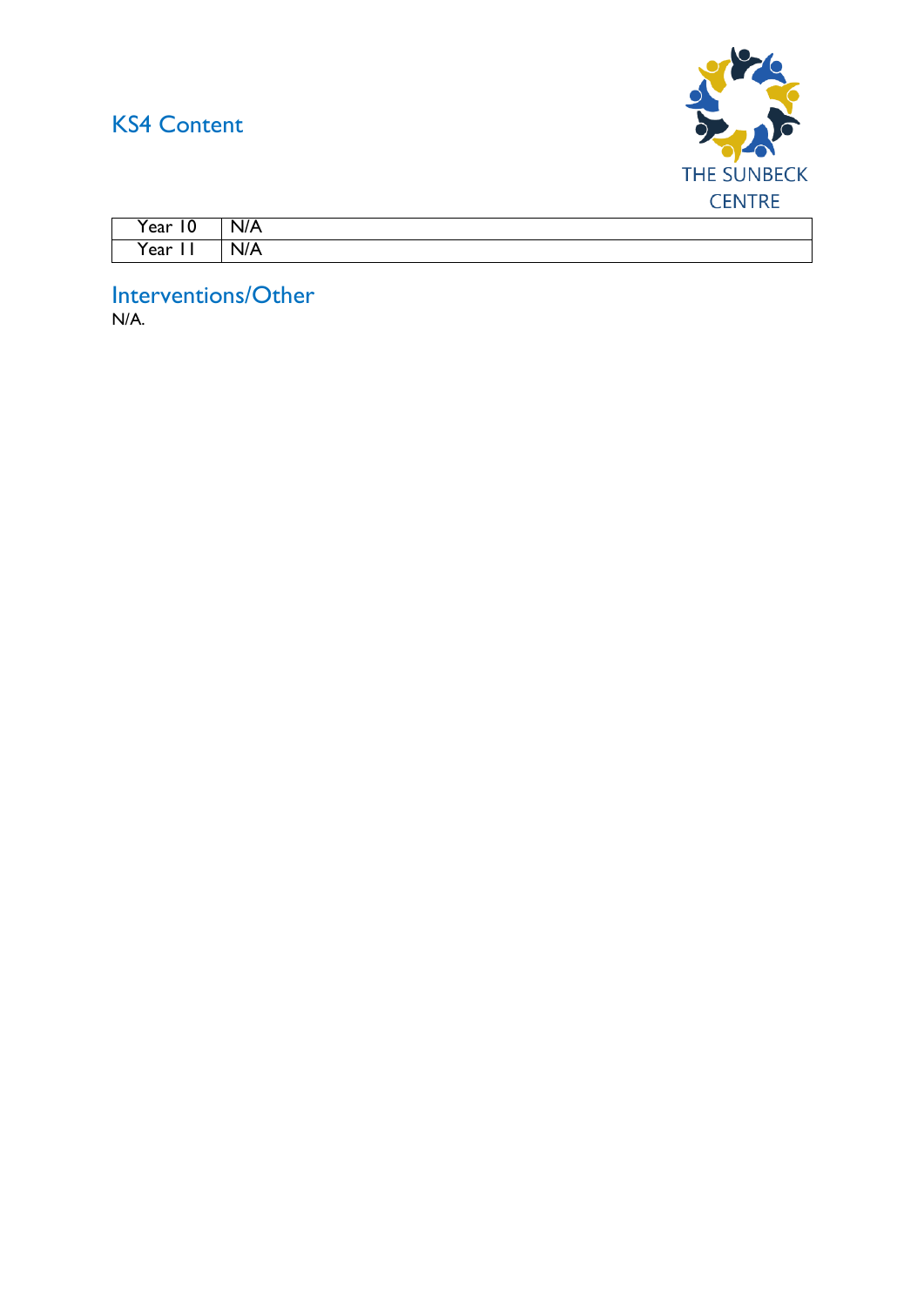## KS4 Content

| | |
|---|---|
| Year 10 | N/A |
| Year 11 | N/A |

## Interventions/Other

N/A.